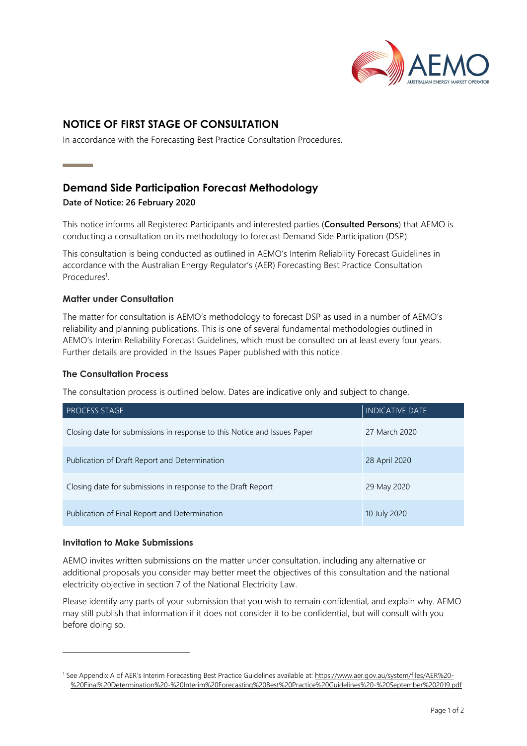# NOTICE OF FIRST STAGE OF CONSULTATION

In accordance with the Forecasting Best Practice Consultation Procedures.

## Demand Side Participation Forecast Methodology

**Date of Notice: 26 February 2020**

This notice informs all Registered Participants and interested parties (**Consulted Persons**) that AEMO is conducting a consultation on its methodology to forecast Demand Side Participation (DSP).

This consultation is being conducted as outlined in AEMO's Interim Reliability Forecast Guidelines in accordance with the Australian Energy Regulator's (AER) Forecasting Best Practice Consultation Procedures[1].

### Matter under Consultation

The matter for consultation is AEMO's methodology to forecast DSP as used in a number of AEMO's reliability and planning publications. This is one of several fundamental methodologies outlined in AEMO's Interim Reliability Forecast Guidelines, which must be consulted on at least every four years. Further details are provided in the Issues Paper published with this notice.

### The Consultation Process

The consultation process is outlined below. Dates are indicative only and subject to change.

| PROCESS STAGE | INDICATIVE DATE |
| --- | --- |
| Closing date for submissions in response to this Notice and Issues Paper | 27 March 2020 |
| Publication of Draft Report and Determination | 28 April 2020 |
| Closing date for submissions in response to the Draft Report | 29 May 2020 |
| Publication of Final Report and Determination | 10 July 2020 |

### Invitation to Make Submissions

AEMO invites written submissions on the matter under consultation, including any alternative or additional proposals you consider may better meet the objectives of this consultation and the national electricity objective in section 7 of the National Electricity Law.

Please identify any parts of your submission that you wish to remain confidential, and explain why. AEMO may still publish that information if it does not consider it to be confidential, but will consult with you before doing so.

---

[1] See Appendix A of AER's Interim Forecasting Best Practice Guidelines available at: https://www.aer.gov.au/system/files/AER%20-%20Final%20Determination%20-%20Interim%20Forecasting%20Best%20Practice%20Guidelines%20-%20September%202019.pdf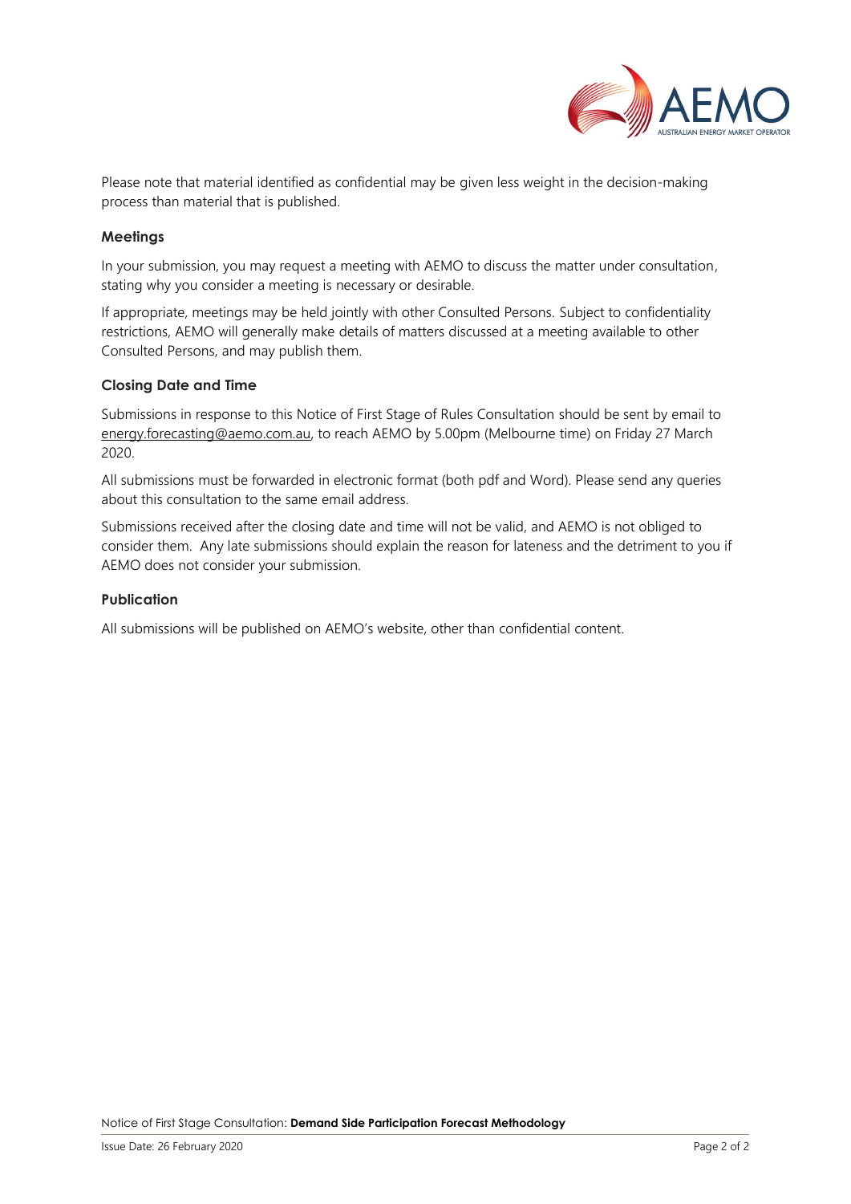Please note that material identified as confidential may be given less weight in the decision-making process than material that is published.

### Meetings

In your submission, you may request a meeting with AEMO to discuss the matter under consultation, stating why you consider a meeting is necessary or desirable.

If appropriate, meetings may be held jointly with other Consulted Persons. Subject to confidentiality restrictions, AEMO will generally make details of matters discussed at a meeting available to other Consulted Persons, and may publish them.

### Closing Date and Time

Submissions in response to this Notice of First Stage of Rules Consultation should be sent by email to energy.forecasting@aemo.com.au, to reach AEMO by 5.00pm (Melbourne time) on Friday 27 March 2020.

All submissions must be forwarded in electronic format (both pdf and Word). Please send any queries about this consultation to the same email address.

Submissions received after the closing date and time will not be valid, and AEMO is not obliged to consider them. Any late submissions should explain the reason for lateness and the detriment to you if AEMO does not consider your submission.

### Publication

All submissions will be published on AEMO's website, other than confidential content.